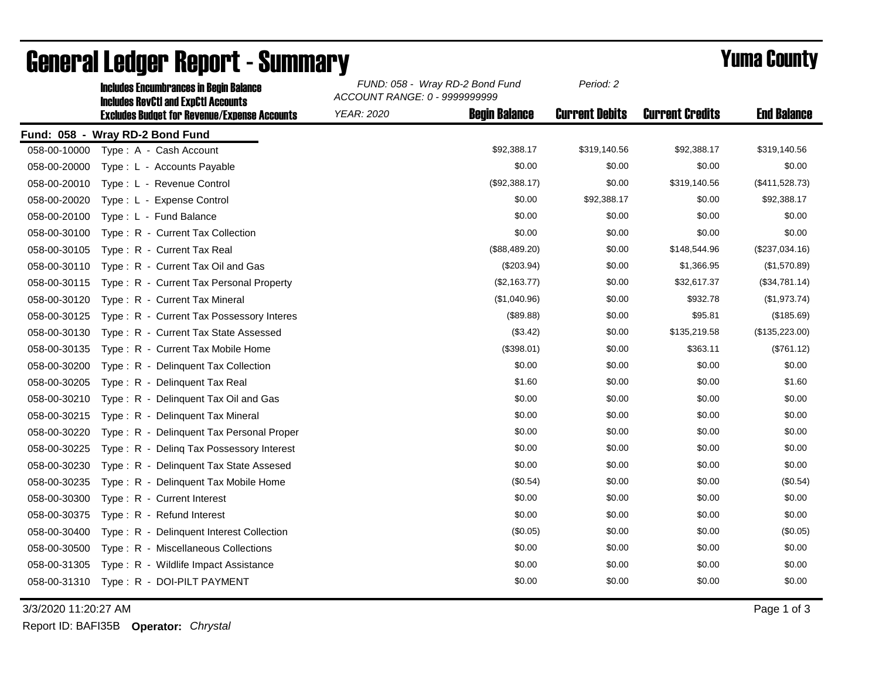# General Ledger Report - Summary

**Yuma County**

**Includes Encumbrances in Begin Balance**
**Includes RevCtl and ExpCtl Accounts**
**Excludes Budget for Revenue/Expense Accounts**

*FUND: 058 - Wray RD-2 Bond Fund*
*ACCOUNT RANGE: 0 - 9999999999*
*YEAR: 2020*
*Period: 2*

**Fund: 058 - Wray RD-2 Bond Fund**

| Account | Description | Begin Balance | Current Debits | Current Credits | End Balance |
|---|---|---|---|---|---|
| 058-00-10000 | Type : A - Cash Account | $92,388.17 | $319,140.56 | $92,388.17 | $319,140.56 |
| 058-00-20000 | Type : L - Accounts Payable | $0.00 | $0.00 | $0.00 | $0.00 |
| 058-00-20010 | Type : L - Revenue Control | ($92,388.17) | $0.00 | $319,140.56 | ($411,528.73) |
| 058-00-20020 | Type : L - Expense Control | $0.00 | $92,388.17 | $0.00 | $92,388.17 |
| 058-00-20100 | Type : L - Fund Balance | $0.00 | $0.00 | $0.00 | $0.00 |
| 058-00-30100 | Type : R - Current Tax Collection | $0.00 | $0.00 | $0.00 | $0.00 |
| 058-00-30105 | Type : R - Current Tax Real | ($88,489.20) | $0.00 | $148,544.96 | ($237,034.16) |
| 058-00-30110 | Type : R - Current Tax Oil and Gas | ($203.94) | $0.00 | $1,366.95 | ($1,570.89) |
| 058-00-30115 | Type : R - Current Tax Personal Property | ($2,163.77) | $0.00 | $32,617.37 | ($34,781.14) |
| 058-00-30120 | Type : R - Current Tax Mineral | ($1,040.96) | $0.00 | $932.78 | ($1,973.74) |
| 058-00-30125 | Type : R - Current Tax Possessory Interes | ($89.88) | $0.00 | $95.81 | ($185.69) |
| 058-00-30130 | Type : R - Current Tax State Assessed | ($3.42) | $0.00 | $135,219.58 | ($135,223.00) |
| 058-00-30135 | Type : R - Current Tax Mobile Home | ($398.01) | $0.00 | $363.11 | ($761.12) |
| 058-00-30200 | Type : R - Delinquent Tax Collection | $0.00 | $0.00 | $0.00 | $0.00 |
| 058-00-30205 | Type : R - Delinquent Tax Real | $1.60 | $0.00 | $0.00 | $1.60 |
| 058-00-30210 | Type : R - Delinquent Tax Oil and Gas | $0.00 | $0.00 | $0.00 | $0.00 |
| 058-00-30215 | Type : R - Delinquent Tax Mineral | $0.00 | $0.00 | $0.00 | $0.00 |
| 058-00-30220 | Type : R - Delinquent Tax Personal Proper | $0.00 | $0.00 | $0.00 | $0.00 |
| 058-00-30225 | Type : R - Delinq Tax Possessory Interest | $0.00 | $0.00 | $0.00 | $0.00 |
| 058-00-30230 | Type : R - Delinquent Tax State Assesed | $0.00 | $0.00 | $0.00 | $0.00 |
| 058-00-30235 | Type : R - Delinquent Tax Mobile Home | ($0.54) | $0.00 | $0.00 | ($0.54) |
| 058-00-30300 | Type : R - Current Interest | $0.00 | $0.00 | $0.00 | $0.00 |
| 058-00-30375 | Type : R - Refund Interest | $0.00 | $0.00 | $0.00 | $0.00 |
| 058-00-30400 | Type : R - Delinquent Interest Collection | ($0.05) | $0.00 | $0.00 | ($0.05) |
| 058-00-30500 | Type : R - Miscellaneous Collections | $0.00 | $0.00 | $0.00 | $0.00 |
| 058-00-31305 | Type : R - Wildlife Impact Assistance | $0.00 | $0.00 | $0.00 | $0.00 |
| 058-00-31310 | Type : R - DOI-PILT PAYMENT | $0.00 | $0.00 | $0.00 | $0.00 |

3/3/2020 11:20:27 AM

Report ID: BAFI35B **Operator:** *Chrystal*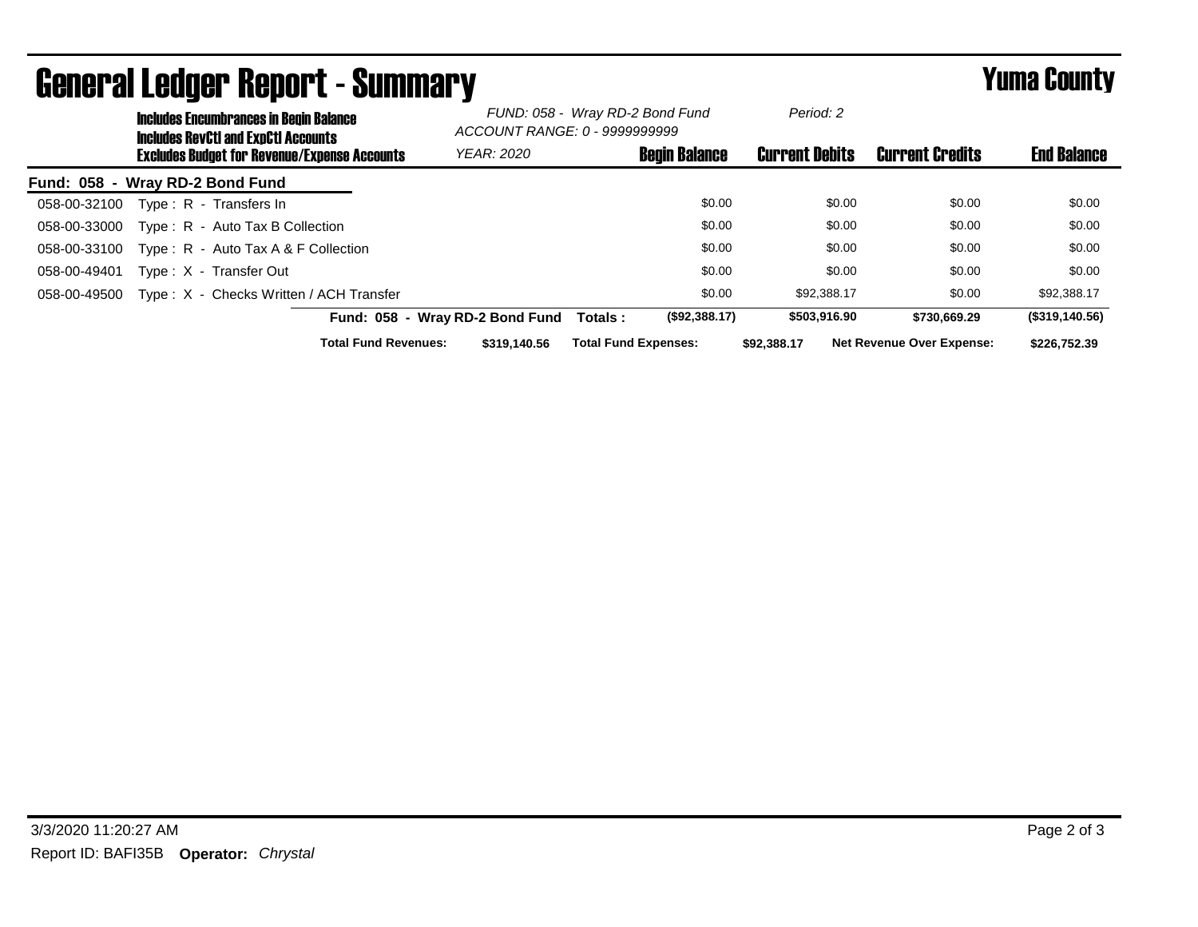# General Ledger Report - Summary

# Yuma County

**Includes Encumbrances in Begin Balance**
**Includes RevCtl and ExpCtl Accounts**
**Excludes Budget for Revenue/Expense Accounts**

*FUND: 058 - Wray RD-2 Bond Fund*
*ACCOUNT RANGE: 0 - 9999999999*
*YEAR: 2020*
*Period: 2*

| Account | Description | Begin Balance | Current Debits | Current Credits | End Balance |
|---|---|---|---|---|---|
| **Fund: 058 - Wray RD-2 Bond Fund** | | | | | |
| 058-00-32100 | Type : R - Transfers In | $0.00 | $0.00 | $0.00 | $0.00 |
| 058-00-33000 | Type : R - Auto Tax B Collection | $0.00 | $0.00 | $0.00 | $0.00 |
| 058-00-33100 | Type : R - Auto Tax A & F Collection | $0.00 | $0.00 | $0.00 | $0.00 |
| 058-00-49401 | Type : X - Transfer Out | $0.00 | $0.00 | $0.00 | $0.00 |
| 058-00-49500 | Type : X - Checks Written / ACH Transfer | $0.00 | $92,388.17 | $0.00 | $92,388.17 |
| | **Fund: 058 - Wray RD-2 Bond Fund Totals :** | **($92,388.17)** | **$503,916.90** | **$730,669.29** | **($319,140.56)** |

**Total Fund Revenues:** $319,140.56 **Total Fund Expenses:** $92,388.17 **Net Revenue Over Expense:** $226,752.39

3/3/2020 11:20:27 AM

Report ID: BAFI35B **Operator:** *Chrystal*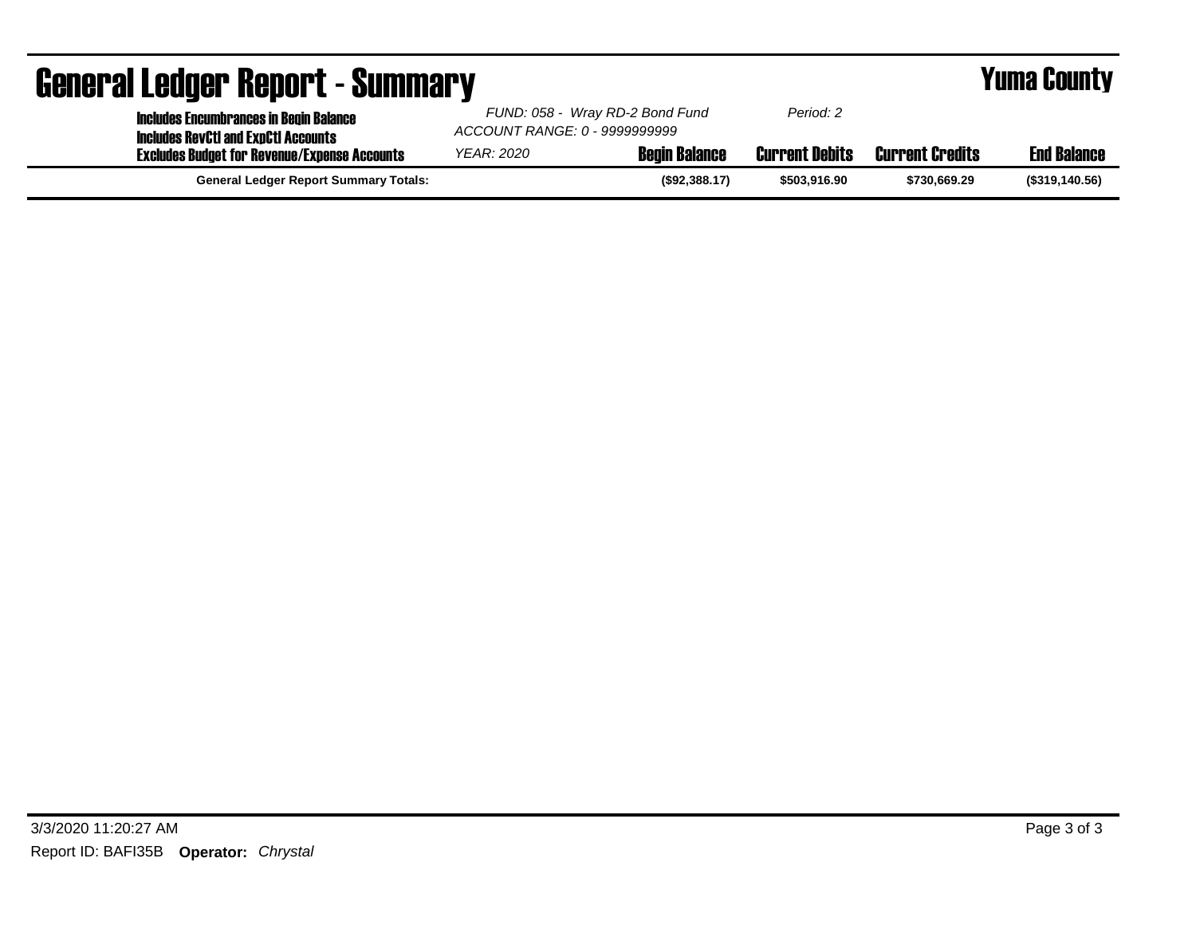# General Ledger Report - Summary

Yuma County

Includes Encumbrances in Begin Balance
Includes RevCtl and ExpCtl Accounts
Excludes Budget for Revenue/Expense Accounts

*FUND: 058 - Wray RD-2 Bond Fund*
*ACCOUNT RANGE: 0 - 9999999999*
*YEAR: 2020*

*Period: 2*

| | Begin Balance | Current Debits | Current Credits | End Balance |
|---|---|---|---|---|
| **General Ledger Report Summary Totals:** | **($92,388.17)** | **$503,916.90** | **$730,669.29** | **($319,140.56)** |

3/3/2020 11:20:27 AM

Report ID: BAFI35B **Operator:** *Chrystal*